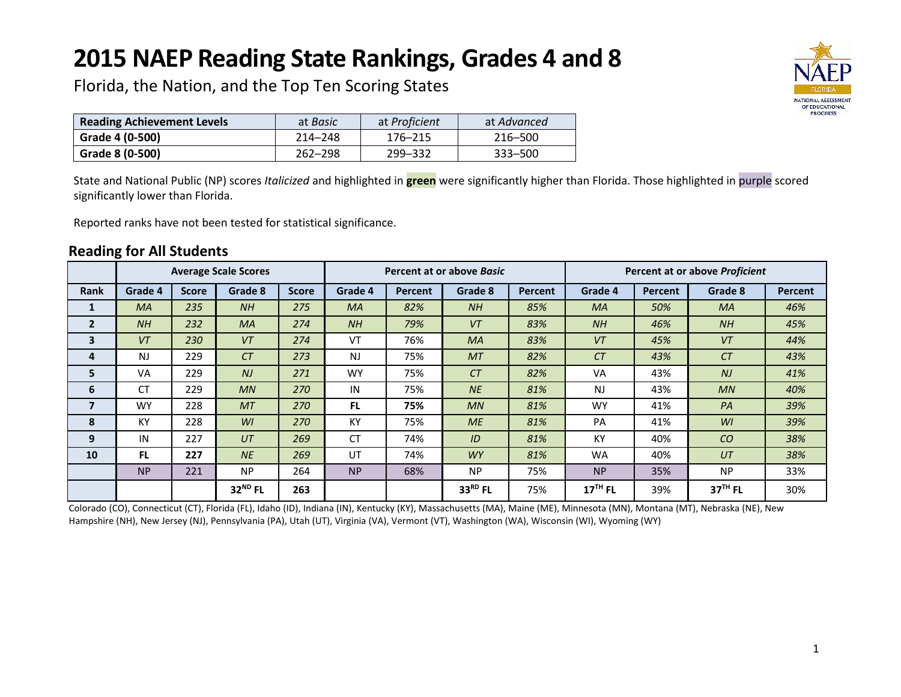# 2015 NAEP Reading State Rankings, Grades 4 and 8

Florida, the Nation, and the Top Ten Scoring States

| Reading Achievement Levels | at *Basic* | at *Proficient* | at *Advanced* |
| --- | --- | --- | --- |
| **Grade 4 (0-500)** | 214–248 | 176–215 | 216–500 |
| **Grade 8 (0-500)** | 262–298 | 299–332 | 333–500 |

State and National Public (NP) scores *Italicized* and highlighted in **green** were significantly higher than Florida. Those highlighted in purple scored significantly lower than Florida.

Reported ranks have not been tested for statistical significance.

## Reading for All Students

| | Average Scale Scores | | | | Percent at or above *Basic* | | | | Percent at or above *Proficient* | | | |
| --- | --- | --- | --- | --- | --- | --- | --- | --- | --- | --- | --- | --- |
| **Rank** | **Grade 4** | **Score** | **Grade 8** | **Score** | **Grade 4** | **Percent** | **Grade 8** | **Percent** | **Grade 4** | **Percent** | **Grade 8** | **Percent** |
| **1** | *MA* | *235* | *NH* | *275* | *MA* | *82%* | *NH* | *85%* | *MA* | *50%* | *MA* | *46%* |
| **2** | *NH* | *232* | *MA* | *274* | *NH* | *79%* | *VT* | *83%* | *NH* | *46%* | *NH* | *45%* |
| **3** | *VT* | *230* | *VT* | *274* | VT | 76% | *MA* | *83%* | *VT* | *45%* | *VT* | *44%* |
| **4** | NJ | 229 | *CT* | *273* | NJ | 75% | *MT* | *82%* | *CT* | *43%* | *CT* | *43%* |
| **5** | VA | 229 | *NJ* | *271* | WY | 75% | *CT* | *82%* | VA | 43% | *NJ* | *41%* |
| **6** | CT | 229 | *MN* | *270* | IN | 75% | *NE* | *81%* | NJ | 43% | *MN* | *40%* |
| **7** | WY | 228 | *MT* | *270* | **FL** | **75%** | *MN* | *81%* | WY | 41% | *PA* | *39%* |
| **8** | KY | 228 | *WI* | *270* | KY | 75% | *ME* | *81%* | PA | 41% | *WI* | *39%* |
| **9** | IN | 227 | *UT* | *269* | CT | 74% | *ID* | *81%* | KY | 40% | *CO* | *38%* |
| **10** | **FL** | **227** | *NE* | *269* | UT | 74% | *WY* | *81%* | WA | 40% | *UT* | *38%* |
| | NP | 221 | NP | 264 | NP | 68% | NP | 75% | NP | 35% | NP | 33% |
| | | | **32ND FL** | **263** | | | **33RD FL** | 75% | **17TH FL** | 39% | **37TH FL** | 30% |

Colorado (CO), Connecticut (CT), Florida (FL), Idaho (ID), Indiana (IN), Kentucky (KY), Massachusetts (MA), Maine (ME), Minnesota (MN), Montana (MT), Nebraska (NE), New Hampshire (NH), New Jersey (NJ), Pennsylvania (PA), Utah (UT), Virginia (VA), Vermont (VT), Washington (WA), Wisconsin (WI), Wyoming (WY)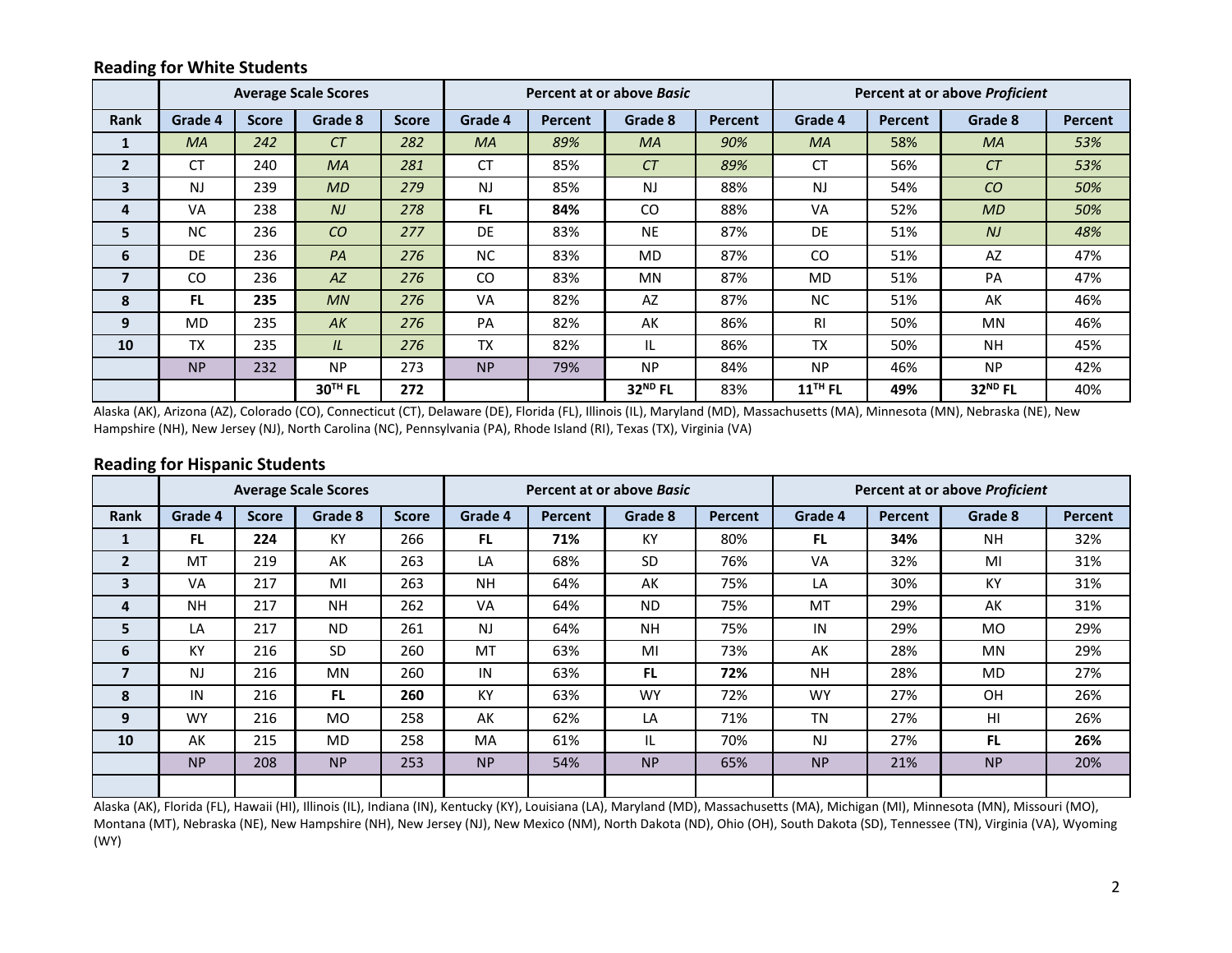## Reading for White Students

| | Average Scale Scores | | | | Percent at or above *Basic* | | | | Percent at or above *Proficient* | | | |
|---|---|---|---|---|---|---|---|---|---|---|---|---|
| **Rank** | **Grade 4** | **Score** | **Grade 8** | **Score** | **Grade 4** | **Percent** | **Grade 8** | **Percent** | **Grade 4** | **Percent** | **Grade 8** | **Percent** |
| **1** | *MA* | *242* | *CT* | *282* | *MA* | *89%* | *MA* | *90%* | *MA* | 58% | *MA* | *53%* |
| **2** | CT | 240 | *MA* | *281* | CT | 85% | *CT* | *89%* | CT | 56% | *CT* | *53%* |
| **3** | NJ | 239 | *MD* | *279* | NJ | 85% | NJ | 88% | NJ | 54% | *CO* | *50%* |
| **4** | VA | 238 | *NJ* | *278* | **FL** | **84%** | CO | 88% | VA | 52% | *MD* | *50%* |
| **5** | NC | 236 | *CO* | *277* | DE | 83% | NE | 87% | DE | 51% | *NJ* | *48%* |
| **6** | DE | 236 | *PA* | *276* | NC | 83% | MD | 87% | CO | 51% | AZ | 47% |
| **7** | CO | 236 | *AZ* | *276* | CO | 83% | MN | 87% | MD | 51% | PA | 47% |
| **8** | **FL** | **235** | *MN* | *276* | VA | 82% | AZ | 87% | NC | 51% | AK | 46% |
| **9** | MD | 235 | *AK* | *276* | PA | 82% | AK | 86% | RI | 50% | MN | 46% |
| **10** | TX | 235 | *IL* | *276* | TX | 82% | IL | 86% | TX | 50% | NH | 45% |
| | NP | 232 | NP | 273 | NP | 79% | NP | 84% | NP | 46% | NP | 42% |
| | | | **30TH FL** | **272** | | | **32ND FL** | 83% | **11TH FL** | **49%** | **32ND FL** | 40% |

Alaska (AK), Arizona (AZ), Colorado (CO), Connecticut (CT), Delaware (DE), Florida (FL), Illinois (IL), Maryland (MD), Massachusetts (MA), Minnesota (MN), Nebraska (NE), New Hampshire (NH), New Jersey (NJ), North Carolina (NC), Pennsylvania (PA), Rhode Island (RI), Texas (TX), Virginia (VA)

## Reading for Hispanic Students

| | Average Scale Scores | | | | Percent at or above *Basic* | | | | Percent at or above *Proficient* | | | |
|---|---|---|---|---|---|---|---|---|---|---|---|---|
| **Rank** | **Grade 4** | **Score** | **Grade 8** | **Score** | **Grade 4** | **Percent** | **Grade 8** | **Percent** | **Grade 4** | **Percent** | **Grade 8** | **Percent** |
| **1** | **FL** | **224** | KY | 266 | **FL** | **71%** | KY | 80% | **FL** | **34%** | NH | 32% |
| **2** | MT | 219 | AK | 263 | LA | 68% | SD | 76% | VA | 32% | MI | 31% |
| **3** | VA | 217 | MI | 263 | NH | 64% | AK | 75% | LA | 30% | KY | 31% |
| **4** | NH | 217 | NH | 262 | VA | 64% | ND | 75% | MT | 29% | AK | 31% |
| **5** | LA | 217 | ND | 261 | NJ | 64% | NH | 75% | IN | 29% | MO | 29% |
| **6** | KY | 216 | SD | 260 | MT | 63% | MI | 73% | AK | 28% | MN | 29% |
| **7** | NJ | 216 | MN | 260 | IN | 63% | **FL** | **72%** | NH | 28% | MD | 27% |
| **8** | IN | 216 | **FL** | **260** | KY | 63% | WY | 72% | WY | 27% | OH | 26% |
| **9** | WY | 216 | MO | 258 | AK | 62% | LA | 71% | TN | 27% | HI | 26% |
| **10** | AK | 215 | MD | 258 | MA | 61% | IL | 70% | NJ | 27% | **FL** | **26%** |
| | NP | 208 | NP | 253 | NP | 54% | NP | 65% | NP | 21% | NP | 20% |
| | | | | | | | | | | | | |

Alaska (AK), Florida (FL), Hawaii (HI), Illinois (IL), Indiana (IN), Kentucky (KY), Louisiana (LA), Maryland (MD), Massachusetts (MA), Michigan (MI), Minnesota (MN), Missouri (MO), Montana (MT), Nebraska (NE), New Hampshire (NH), New Jersey (NJ), New Mexico (NM), North Dakota (ND), Ohio (OH), South Dakota (SD), Tennessee (TN), Virginia (VA), Wyoming (WY)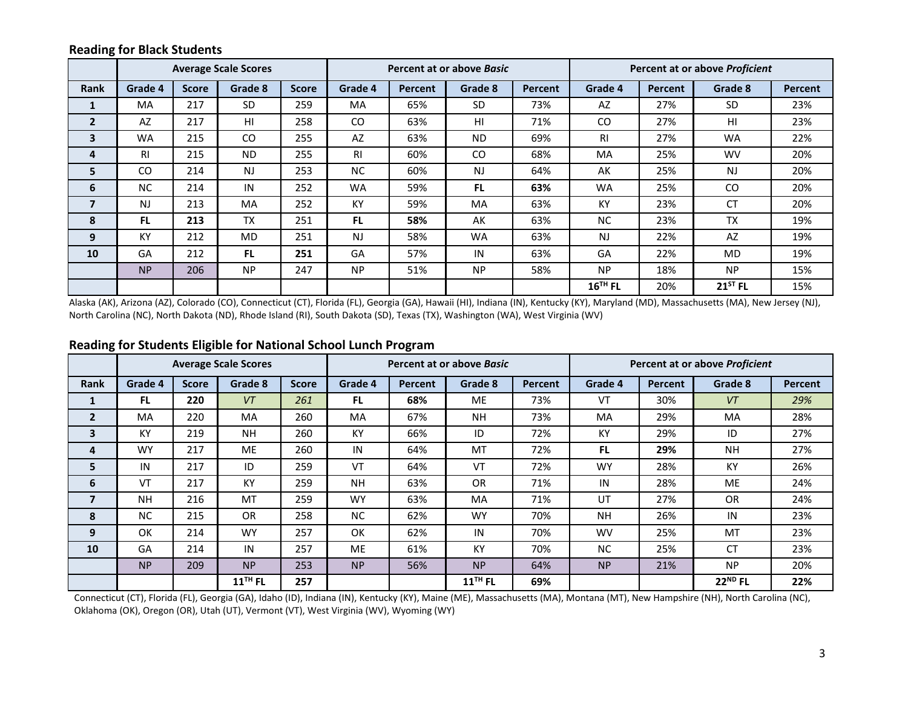## Reading for Black Students

| | Average Scale Scores | | | | Percent at or above *Basic* | | | | Percent at or above *Proficient* | | | |
|---|---|---|---|---|---|---|---|---|---|---|---|---|
| **Rank** | **Grade 4** | **Score** | **Grade 8** | **Score** | **Grade 4** | **Percent** | **Grade 8** | **Percent** | **Grade 4** | **Percent** | **Grade 8** | **Percent** |
| **1** | MA | 217 | SD | 259 | MA | 65% | SD | 73% | AZ | 27% | SD | 23% |
| **2** | AZ | 217 | HI | 258 | CO | 63% | HI | 71% | CO | 27% | HI | 23% |
| **3** | WA | 215 | CO | 255 | AZ | 63% | ND | 69% | RI | 27% | WA | 22% |
| **4** | RI | 215 | ND | 255 | RI | 60% | CO | 68% | MA | 25% | WV | 20% |
| **5** | CO | 214 | NJ | 253 | NC | 60% | NJ | 64% | AK | 25% | NJ | 20% |
| **6** | NC | 214 | IN | 252 | WA | 59% | **FL** | **63%** | WA | 25% | CO | 20% |
| **7** | NJ | 213 | MA | 252 | KY | 59% | MA | 63% | KY | 23% | CT | 20% |
| **8** | **FL** | **213** | TX | 251 | **FL** | **58%** | AK | 63% | NC | 23% | TX | 19% |
| **9** | KY | 212 | MD | 251 | NJ | 58% | WA | 63% | NJ | 22% | AZ | 19% |
| **10** | GA | 212 | **FL** | **251** | GA | 57% | IN | 63% | GA | 22% | MD | 19% |
| | NP | 206 | NP | 247 | NP | 51% | NP | 58% | NP | 18% | NP | 15% |
| | | | | | | | | | **16TH FL** | 20% | **21ST FL** | 15% |

Alaska (AK), Arizona (AZ), Colorado (CO), Connecticut (CT), Florida (FL), Georgia (GA), Hawaii (HI), Indiana (IN), Kentucky (KY), Maryland (MD), Massachusetts (MA), New Jersey (NJ), North Carolina (NC), North Dakota (ND), Rhode Island (RI), South Dakota (SD), Texas (TX), Washington (WA), West Virginia (WV)

## Reading for Students Eligible for National School Lunch Program

| | Average Scale Scores | | | | Percent at or above *Basic* | | | | Percent at or above *Proficient* | | | |
|---|---|---|---|---|---|---|---|---|---|---|---|---|
| **Rank** | **Grade 4** | **Score** | **Grade 8** | **Score** | **Grade 4** | **Percent** | **Grade 8** | **Percent** | **Grade 4** | **Percent** | **Grade 8** | **Percent** |
| **1** | **FL** | **220** | *VT* | *261* | **FL** | **68%** | ME | 73% | VT | 30% | *VT* | *29%* |
| **2** | MA | 220 | MA | 260 | MA | 67% | NH | 73% | MA | 29% | MA | 28% |
| **3** | KY | 219 | NH | 260 | KY | 66% | ID | 72% | KY | 29% | ID | 27% |
| **4** | WY | 217 | ME | 260 | IN | 64% | MT | 72% | **FL** | **29%** | NH | 27% |
| **5** | IN | 217 | ID | 259 | VT | 64% | VT | 72% | WY | 28% | KY | 26% |
| **6** | VT | 217 | KY | 259 | NH | 63% | OR | 71% | IN | 28% | ME | 24% |
| **7** | NH | 216 | MT | 259 | WY | 63% | MA | 71% | UT | 27% | OR | 24% |
| **8** | NC | 215 | OR | 258 | NC | 62% | WY | 70% | NH | 26% | IN | 23% |
| **9** | OK | 214 | WY | 257 | OK | 62% | IN | 70% | WV | 25% | MT | 23% |
| **10** | GA | 214 | IN | 257 | ME | 61% | KY | 70% | NC | 25% | CT | 23% |
| | NP | 209 | NP | 253 | NP | 56% | NP | 64% | NP | 21% | NP | 20% |
| | | | **11TH FL** | **257** | | | **11TH FL** | **69%** | | | **22ND FL** | **22%** |

Connecticut (CT), Florida (FL), Georgia (GA), Idaho (ID), Indiana (IN), Kentucky (KY), Maine (ME), Massachusetts (MA), Montana (MT), New Hampshire (NH), North Carolina (NC), Oklahoma (OK), Oregon (OR), Utah (UT), Vermont (VT), West Virginia (WV), Wyoming (WY)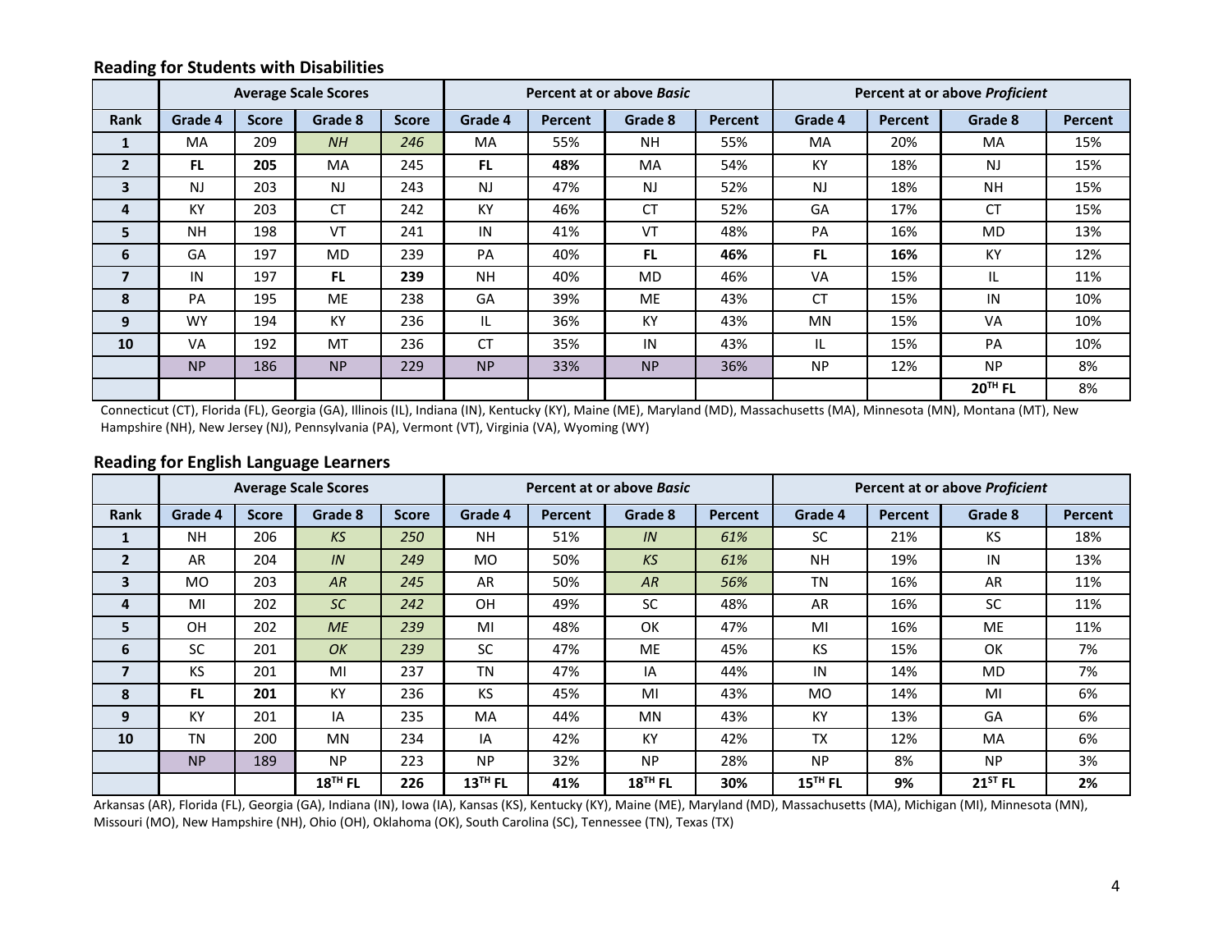## Reading for Students with Disabilities

| | Average Scale Scores | | | | Percent at or above *Basic* | | | | Percent at or above *Proficient* | | | |
|---|---|---|---|---|---|---|---|---|---|---|---|---|
| **Rank** | **Grade 4** | **Score** | **Grade 8** | **Score** | **Grade 4** | **Percent** | **Grade 8** | **Percent** | **Grade 4** | **Percent** | **Grade 8** | **Percent** |
| **1** | MA | 209 | *NH* | *246* | MA | 55% | NH | 55% | MA | 20% | MA | 15% |
| **2** | **FL** | **205** | MA | 245 | **FL** | **48%** | MA | 54% | KY | 18% | NJ | 15% |
| **3** | NJ | 203 | NJ | 243 | NJ | 47% | NJ | 52% | NJ | 18% | NH | 15% |
| **4** | KY | 203 | CT | 242 | KY | 46% | CT | 52% | GA | 17% | CT | 15% |
| **5** | NH | 198 | VT | 241 | IN | 41% | VT | 48% | PA | 16% | MD | 13% |
| **6** | GA | 197 | MD | 239 | PA | 40% | **FL** | **46%** | **FL** | **16%** | KY | 12% |
| **7** | IN | 197 | **FL** | **239** | NH | 40% | MD | 46% | VA | 15% | IL | 11% |
| **8** | PA | 195 | ME | 238 | GA | 39% | ME | 43% | CT | 15% | IN | 10% |
| **9** | WY | 194 | KY | 236 | IL | 36% | KY | 43% | MN | 15% | VA | 10% |
| **10** | VA | 192 | MT | 236 | CT | 35% | IN | 43% | IL | 15% | PA | 10% |
| | NP | 186 | NP | 229 | NP | 33% | NP | 36% | NP | 12% | NP | 8% |
| | | | | | | | | | | | **20TH FL** | 8% |

Connecticut (CT), Florida (FL), Georgia (GA), Illinois (IL), Indiana (IN), Kentucky (KY), Maine (ME), Maryland (MD), Massachusetts (MA), Minnesota (MN), Montana (MT), New Hampshire (NH), New Jersey (NJ), Pennsylvania (PA), Vermont (VT), Virginia (VA), Wyoming (WY)

## Reading for English Language Learners

| | Average Scale Scores | | | | Percent at or above *Basic* | | | | Percent at or above *Proficient* | | | |
|---|---|---|---|---|---|---|---|---|---|---|---|---|
| **Rank** | **Grade 4** | **Score** | **Grade 8** | **Score** | **Grade 4** | **Percent** | **Grade 8** | **Percent** | **Grade 4** | **Percent** | **Grade 8** | **Percent** |
| **1** | NH | 206 | *KS* | *250* | NH | 51% | *IN* | *61%* | SC | 21% | KS | 18% |
| **2** | AR | 204 | *IN* | *249* | MO | 50% | *KS* | *61%* | NH | 19% | IN | 13% |
| **3** | MO | 203 | *AR* | *245* | AR | 50% | *AR* | *56%* | TN | 16% | AR | 11% |
| **4** | MI | 202 | *SC* | *242* | OH | 49% | SC | 48% | AR | 16% | SC | 11% |
| **5** | OH | 202 | *ME* | *239* | MI | 48% | OK | 47% | MI | 16% | ME | 11% |
| **6** | SC | 201 | *OK* | *239* | SC | 47% | ME | 45% | KS | 15% | OK | 7% |
| **7** | KS | 201 | MI | 237 | TN | 47% | IA | 44% | IN | 14% | MD | 7% |
| **8** | **FL** | **201** | KY | 236 | KS | 45% | MI | 43% | MO | 14% | MI | 6% |
| **9** | KY | 201 | IA | 235 | MA | 44% | MN | 43% | KY | 13% | GA | 6% |
| **10** | TN | 200 | MN | 234 | IA | 42% | KY | 42% | TX | 12% | MA | 6% |
| | NP | 189 | NP | 223 | NP | 32% | NP | 28% | NP | 8% | NP | 3% |
| | | | **18TH FL** | **226** | **13TH FL** | **41%** | **18TH FL** | **30%** | **15TH FL** | **9%** | **21ST FL** | **2%** |

Arkansas (AR), Florida (FL), Georgia (GA), Indiana (IN), Iowa (IA), Kansas (KS), Kentucky (KY), Maine (ME), Maryland (MD), Massachusetts (MA), Michigan (MI), Minnesota (MN), Missouri (MO), New Hampshire (NH), Ohio (OH), Oklahoma (OK), South Carolina (SC), Tennessee (TN), Texas (TX)